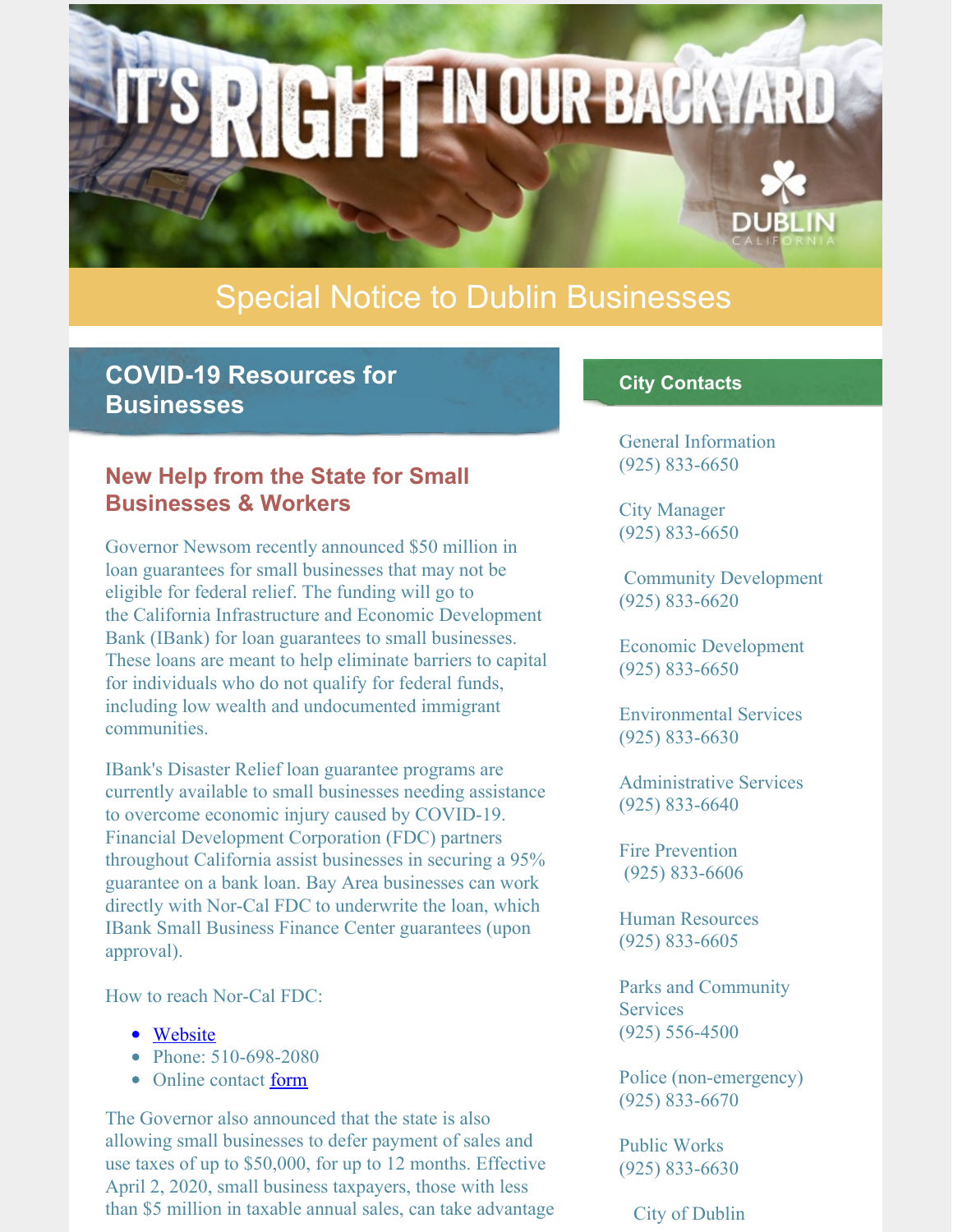# IT'S RIGHT IN OUR BACKYARD

DUBLIN CALIFORNIA

## Special Notice to Dublin Businesses

## COVID-19 Resources for Businesses

### New Help from the State for Small Businesses & Workers

Governor Newsom recently announced $50 million in loan guarantees for small businesses that may not be eligible for federal relief. The funding will go to the California Infrastructure and Economic Development Bank (IBank) for loan guarantees to small businesses. These loans are meant to help eliminate barriers to capital for individuals who do not qualify for federal funds, including low wealth and undocumented immigrant communities.

IBank's Disaster Relief loan guarantee programs are currently available to small businesses needing assistance to overcome economic injury caused by COVID-19. Financial Development Corporation (FDC) partners throughout California assist businesses in securing a 95% guarantee on a bank loan. Bay Area businesses can work directly with Nor-Cal FDC to underwrite the loan, which IBank Small Business Finance Center guarantees (upon approval).

How to reach Nor-Cal FDC:

- Website
- Phone: 510-698-2080
- Online contact form

The Governor also announced that the state is also allowing small businesses to defer payment of sales and use taxes of up to $50,000, for up to 12 months. Effective April 2, 2020, small business taxpayers, those with less than $5 million in taxable annual sales, can take advantage

## City Contacts

General Information
(925) 833-6650

City Manager
(925) 833-6650

Community Development
(925) 833-6620

Economic Development
(925) 833-6650

Environmental Services
(925) 833-6630

Administrative Services
(925) 833-6640

Fire Prevention
(925) 833-6606

Human Resources
(925) 833-6605

Parks and Community Services
(925) 556-4500

Police (non-emergency)
(925) 833-6670

Public Works
(925) 833-6630

City of Dublin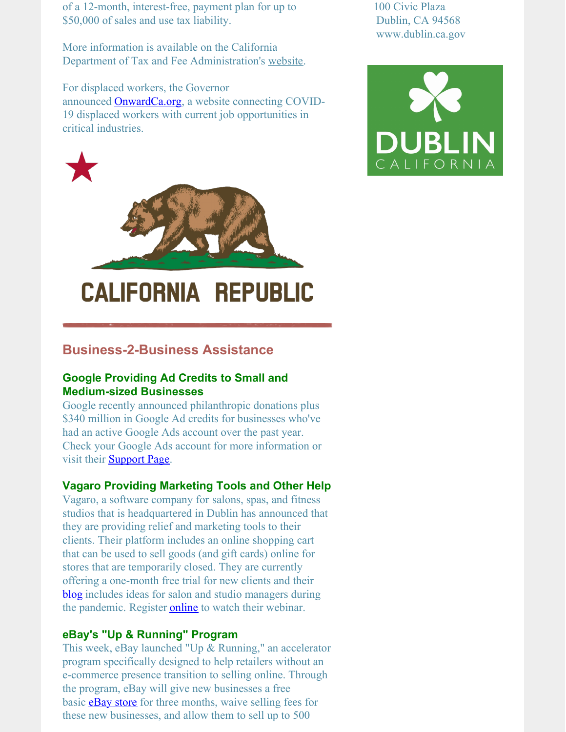of a 12-month, interest-free, payment plan for up to $50,000 of sales and use tax liability.

More information is available on the California Department of Tax and Fee Administration's website.

For displaced workers, the Governor announced OnwardCa.org, a website connecting COVID-19 displaced workers with current job opportunities in critical industries.

100 Civic Plaza
Dublin, CA 94568
www.dublin.ca.gov

## Business-2-Business Assistance

### Google Providing Ad Credits to Small and Medium-sized Businesses

Google recently announced philanthropic donations plus $340 million in Google Ad credits for businesses who've had an active Google Ads account over the past year. Check your Google Ads account for more information or visit their Support Page.

### Vagaro Providing Marketing Tools and Other Help

Vagaro, a software company for salons, spas, and fitness studios that is headquartered in Dublin has announced that they are providing relief and marketing tools to their clients. Their platform includes an online shopping cart that can be used to sell goods (and gift cards) online for stores that are temporarily closed. They are currently offering a one-month free trial for new clients and their blog includes ideas for salon and studio managers during the pandemic. Register online to watch their webinar.

### eBay's "Up & Running" Program

This week, eBay launched "Up & Running," an accelerator program specifically designed to help retailers without an e-commerce presence transition to selling online. Through the program, eBay will give new businesses a free basic eBay store for three months, waive selling fees for these new businesses, and allow them to sell up to 500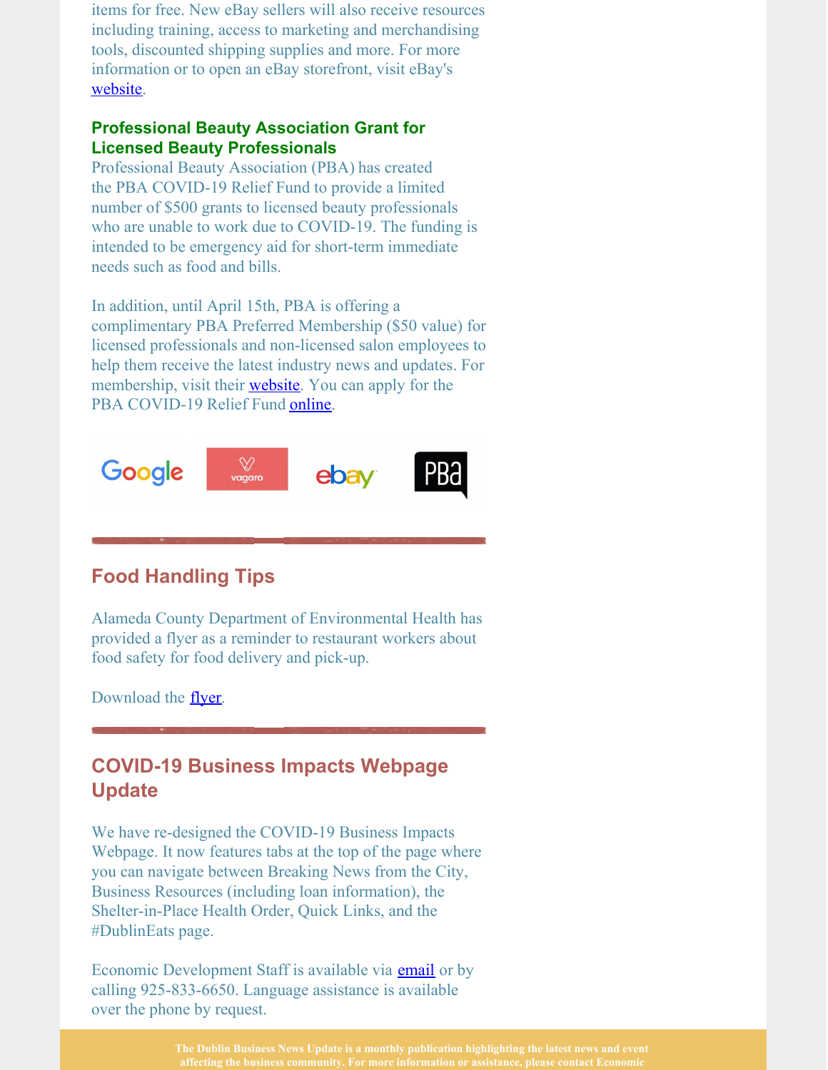items for free. New eBay sellers will also receive resources including training, access to marketing and merchandising tools, discounted shipping supplies and more. For more information or to open an eBay storefront, visit eBay's website.

### Professional Beauty Association Grant for Licensed Beauty Professionals

Professional Beauty Association (PBA) has created the PBA COVID-19 Relief Fund to provide a limited number of $500 grants to licensed beauty professionals who are unable to work due to COVID-19. The funding is intended to be emergency aid for short-term immediate needs such as food and bills.

In addition, until April 15th, PBA is offering a complimentary PBA Preferred Membership ($50 value) for licensed professionals and non-licensed salon employees to help them receive the latest industry news and updates. For membership, visit their website. You can apply for the PBA COVID-19 Relief Fund online.

## Food Handling Tips

Alameda County Department of Environmental Health has provided a flyer as a reminder to restaurant workers about food safety for food delivery and pick-up.

Download the flyer.

## COVID-19 Business Impacts Webpage Update

We have re-designed the COVID-19 Business Impacts Webpage. It now features tabs at the top of the page where you can navigate between Breaking News from the City, Business Resources (including loan information), the Shelter-in-Place Health Order, Quick Links, and the #DublinEats page.

Economic Development Staff is available via email or by calling 925-833-6650. Language assistance is available over the phone by request.

**The Dublin Business News Update is a monthly publication highlighting the latest news and event affecting the business community. For more information or assistance, please contact Economic**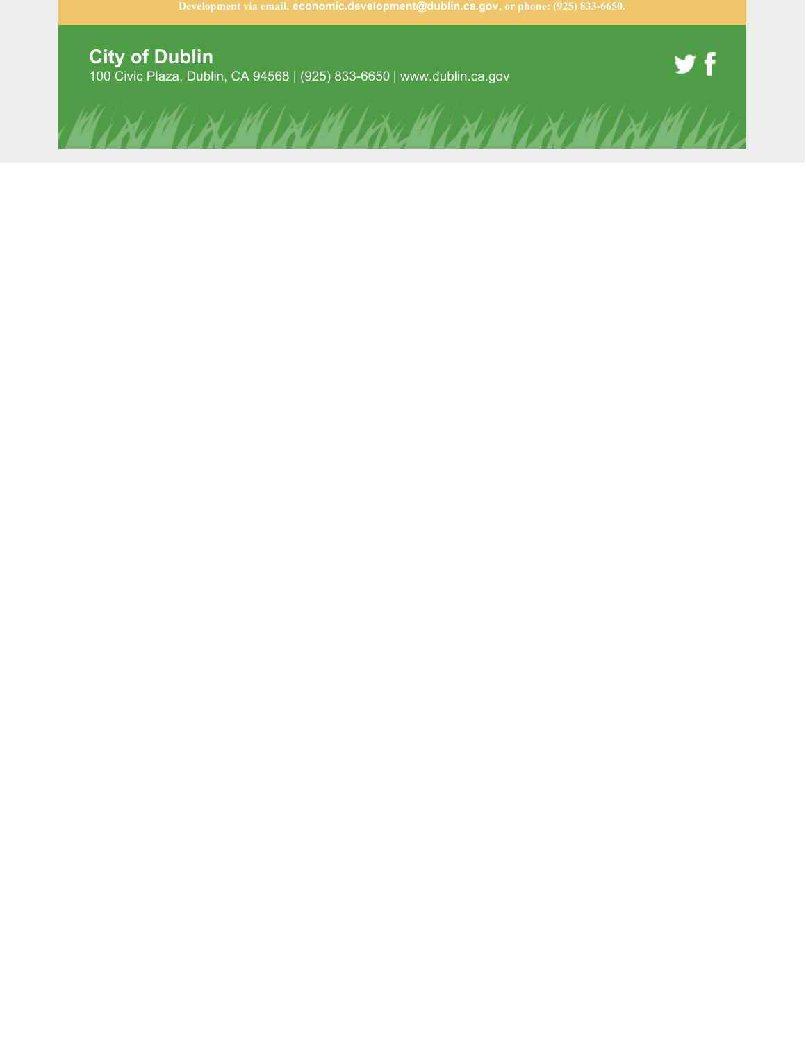Development via email, economic.development@dublin.ca.gov, or phone: (925) 833-6650.

**City of Dublin**
100 Civic Plaza, Dublin, CA 94568 | (925) 833-6650 | www.dublin.ca.gov